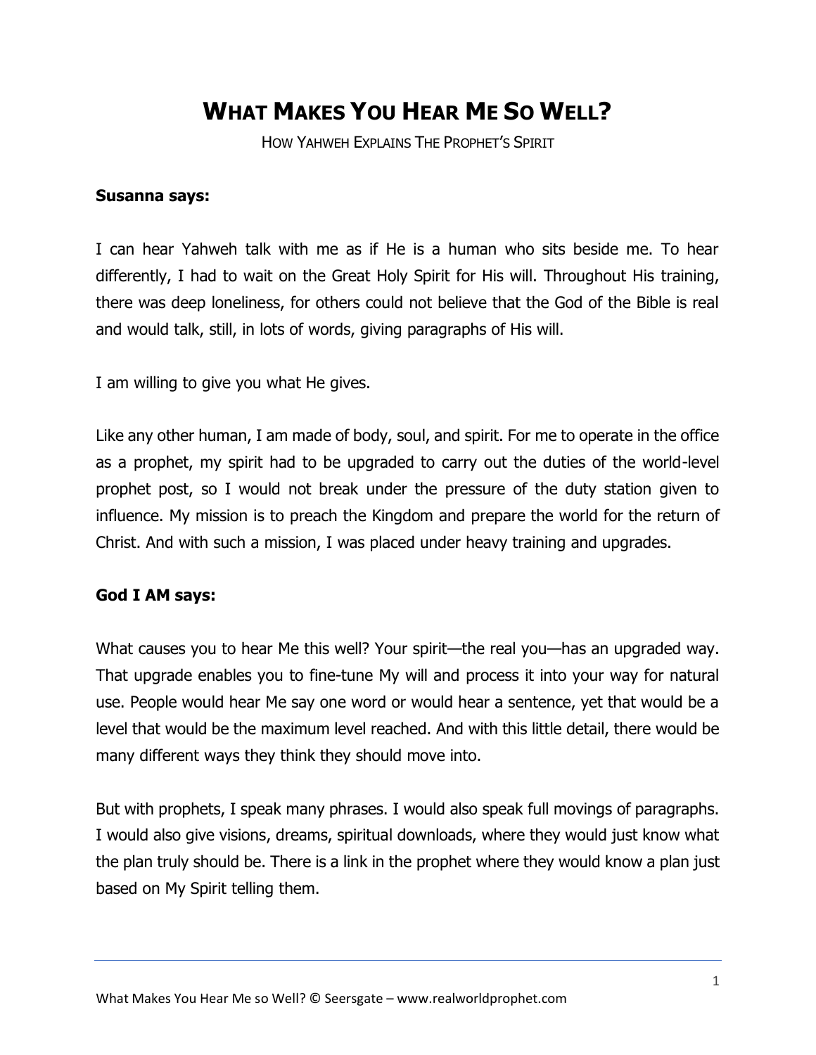# WHAT MAKES YOU HEAR ME SO WELL?

HOW YAHWEH EXPLAINS THE PROPHET'S SPIRIT

**Susanna says:**

I can hear Yahweh talk with me as if He is a human who sits beside me. To hear differently, I had to wait on the Great Holy Spirit for His will. Throughout His training, there was deep loneliness, for others could not believe that the God of the Bible is real and would talk, still, in lots of words, giving paragraphs of His will.

I am willing to give you what He gives.

Like any other human, I am made of body, soul, and spirit. For me to operate in the office as a prophet, my spirit had to be upgraded to carry out the duties of the world-level prophet post, so I would not break under the pressure of the duty station given to influence. My mission is to preach the Kingdom and prepare the world for the return of Christ. And with such a mission, I was placed under heavy training and upgrades.

**God I AM says:**

What causes you to hear Me this well? Your spirit—the real you—has an upgraded way. That upgrade enables you to fine-tune My will and process it into your way for natural use. People would hear Me say one word or would hear a sentence, yet that would be a level that would be the maximum level reached. And with this little detail, there would be many different ways they think they should move into.

But with prophets, I speak many phrases. I would also speak full movings of paragraphs. I would also give visions, dreams, spiritual downloads, where they would just know what the plan truly should be. There is a link in the prophet where they would know a plan just based on My Spirit telling them.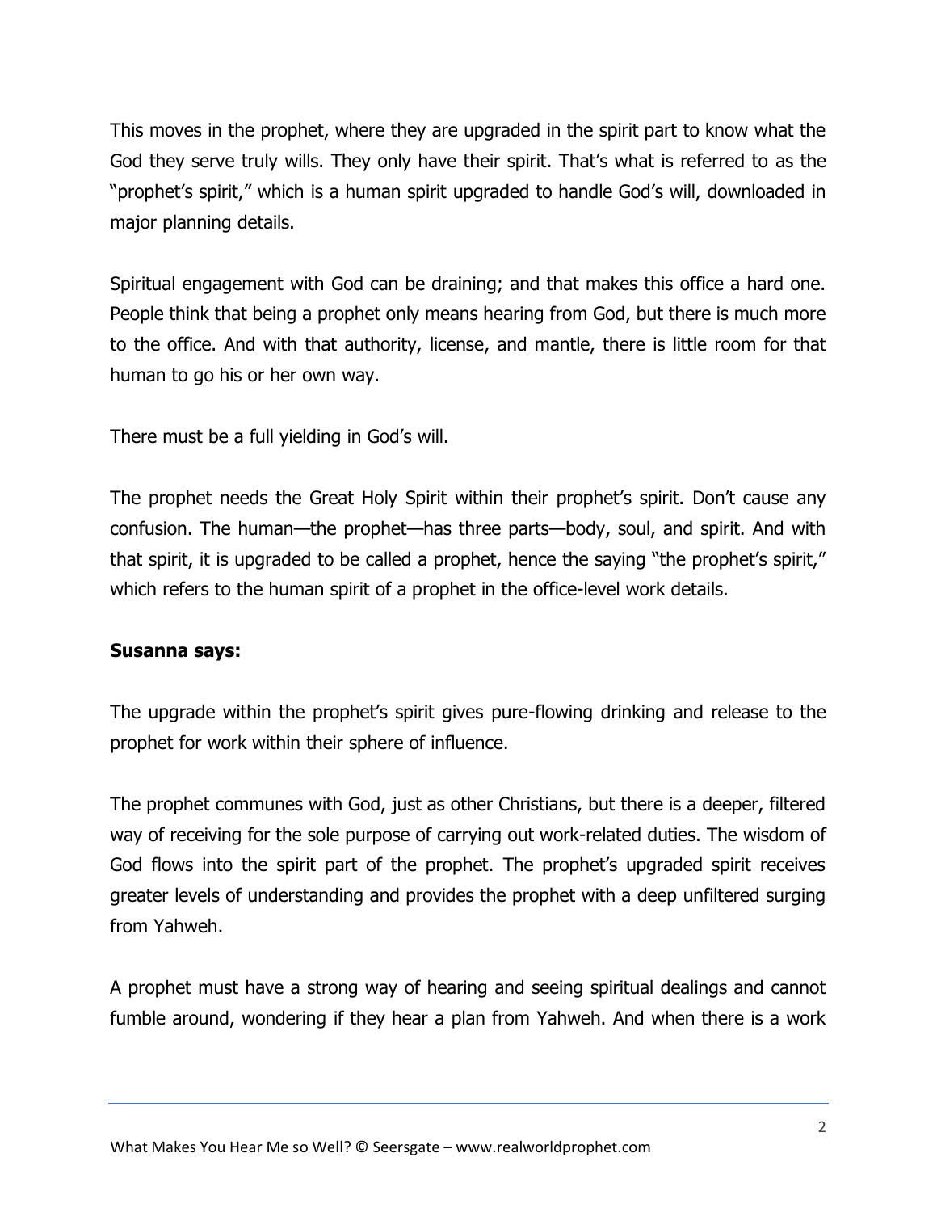This moves in the prophet, where they are upgraded in the spirit part to know what the God they serve truly wills. They only have their spirit. That's what is referred to as the "prophet's spirit," which is a human spirit upgraded to handle God's will, downloaded in major planning details.

Spiritual engagement with God can be draining; and that makes this office a hard one. People think that being a prophet only means hearing from God, but there is much more to the office. And with that authority, license, and mantle, there is little room for that human to go his or her own way.

There must be a full yielding in God's will.

The prophet needs the Great Holy Spirit within their prophet's spirit. Don't cause any confusion. The human—the prophet—has three parts—body, soul, and spirit. And with that spirit, it is upgraded to be called a prophet, hence the saying "the prophet's spirit," which refers to the human spirit of a prophet in the office-level work details.

**Susanna says:**

The upgrade within the prophet's spirit gives pure-flowing drinking and release to the prophet for work within their sphere of influence.

The prophet communes with God, just as other Christians, but there is a deeper, filtered way of receiving for the sole purpose of carrying out work-related duties. The wisdom of God flows into the spirit part of the prophet. The prophet's upgraded spirit receives greater levels of understanding and provides the prophet with a deep unfiltered surging from Yahweh.

A prophet must have a strong way of hearing and seeing spiritual dealings and cannot fumble around, wondering if they hear a plan from Yahweh. And when there is a work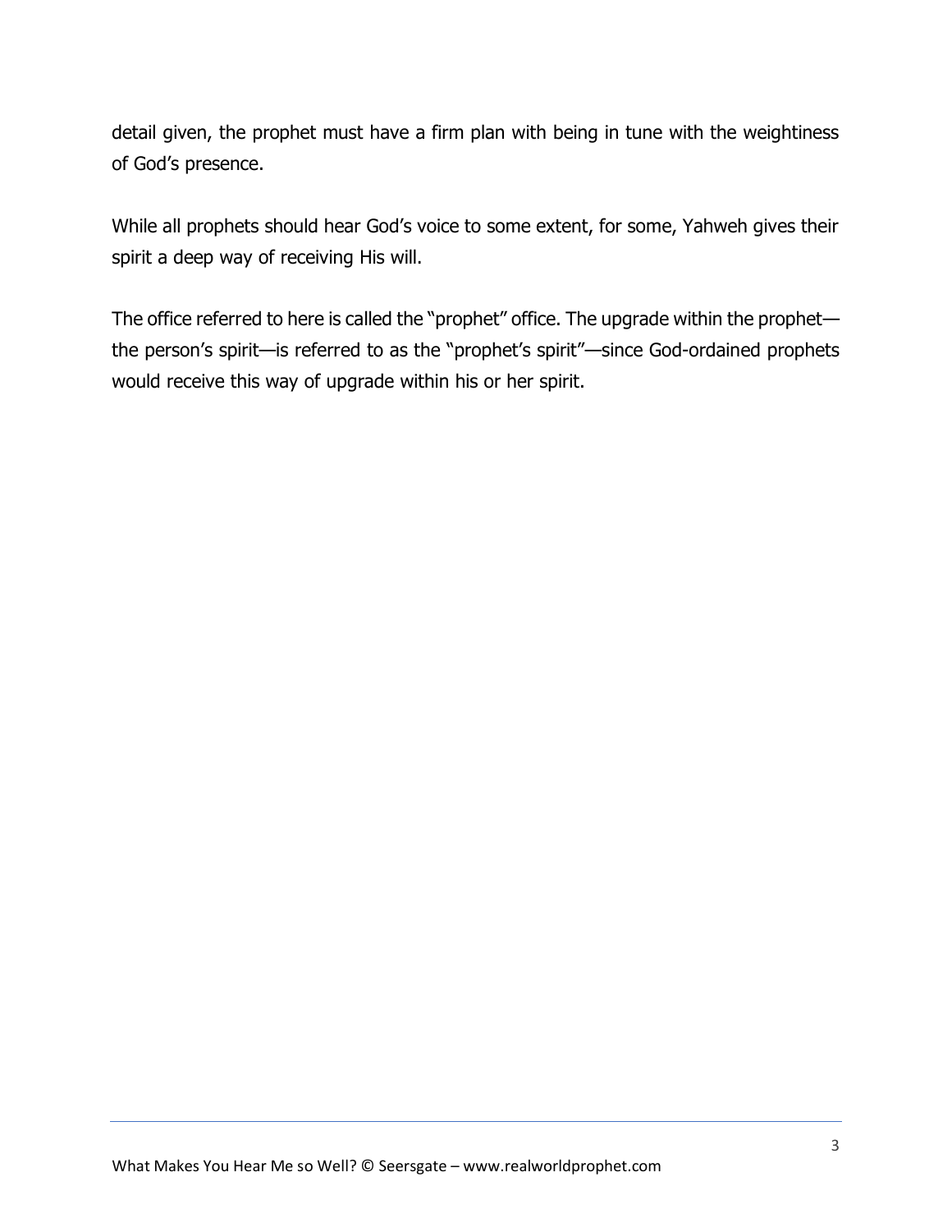detail given, the prophet must have a firm plan with being in tune with the weightiness of God's presence.

While all prophets should hear God's voice to some extent, for some, Yahweh gives their spirit a deep way of receiving His will.

The office referred to here is called the "prophet" office. The upgrade within the prophet—the person's spirit—is referred to as the "prophet's spirit"—since God-ordained prophets would receive this way of upgrade within his or her spirit.